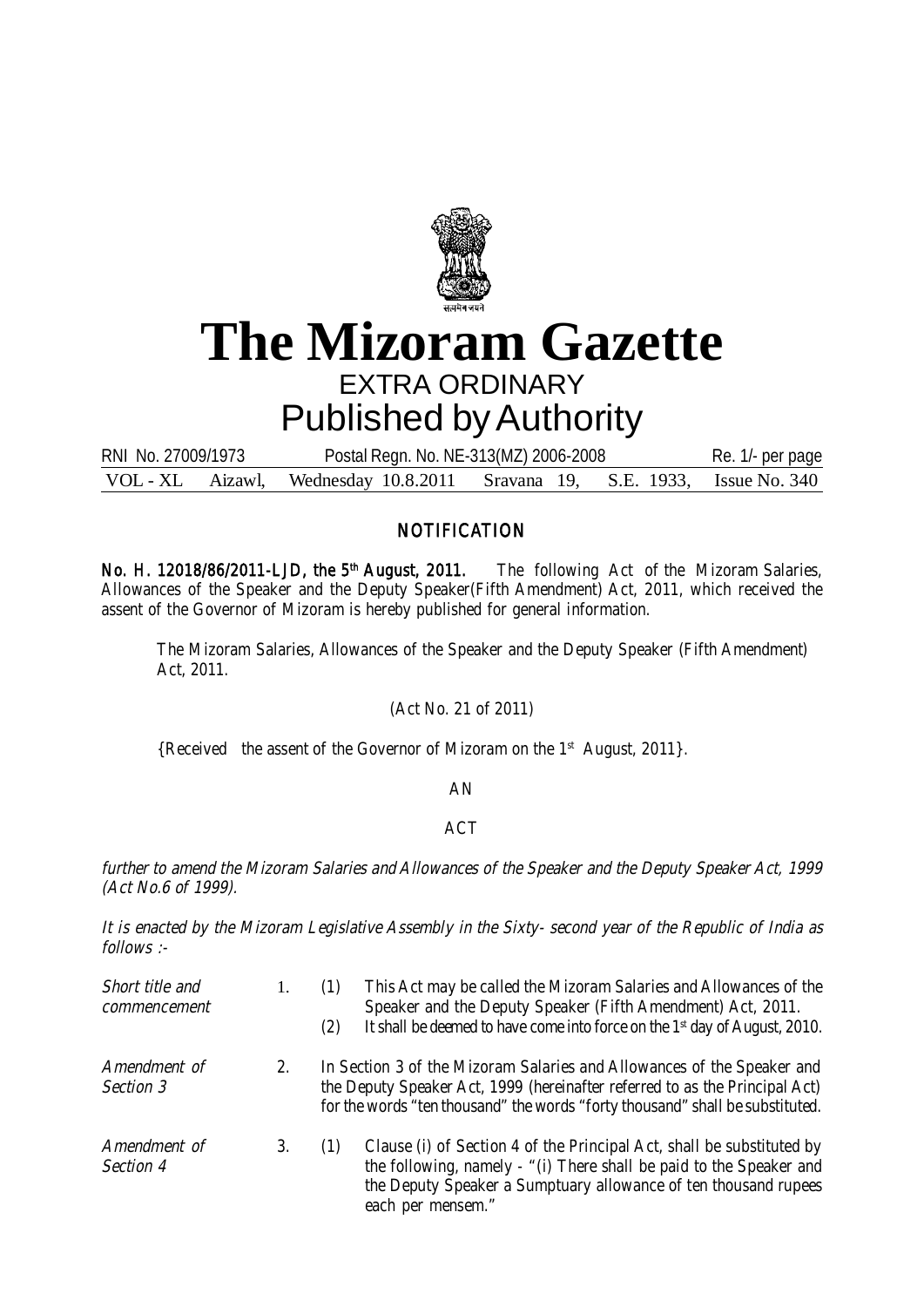# The Mizoram Gazette

## EXTRA ORDINARY

## Published by Authority

RNI No. 27009/1973 Postal Regn. No. NE-313(MZ) 2006-2008 Re. 1/- per page

VOL - XL Aizawl, Wednesday 10.8.2011 Sravana 19, S.E. 1933, Issue No. 340

### NOTIFICATION

**No. H. 12018/86/2011-LJD, the 5th August, 2011.** The following Act of the Mizoram Salaries, Allowances of the Speaker and the Deputy Speaker(Fifth Amendment) Act, 2011, which received the assent of the Governor of Mizoram is hereby published for general information.

The Mizoram Salaries, Allowances of the Speaker and the Deputy Speaker (Fifth Amendment) Act, 2011.

(Act No. 21 of 2011)

{Received the assent of the Governor of Mizoram on the 1st August, 2011}.

AN

ACT

*further to amend the Mizoram Salaries and Allowances of the Speaker and the Deputy Speaker Act, 1999 (Act No.6 of 1999).*

*It is enacted by the Mizoram Legislative Assembly in the Sixty- second year of the Republic of India as follows :-*

*Short title and commencement*

1. (1) This Act may be called the Mizoram Salaries and Allowances of the Speaker and the Deputy Speaker (Fifth Amendment) Act, 2011.

   (2) It shall be deemed to have come into force on the 1st day of August, 2010.

*Amendment of Section 3*

2. In Section 3 of the Mizoram Salaries and Allowances of the Speaker and the Deputy Speaker Act, 1999 (hereinafter referred to as the Principal Act) for the words "ten thousand" the words "forty thousand" shall be substituted.

*Amendment of Section 4*

3. (1) Clause (i) of Section 4 of the Principal Act, shall be substituted by the following, namely - "(i) There shall be paid to the Speaker and the Deputy Speaker a Sumptuary allowance of ten thousand rupees each per mensem."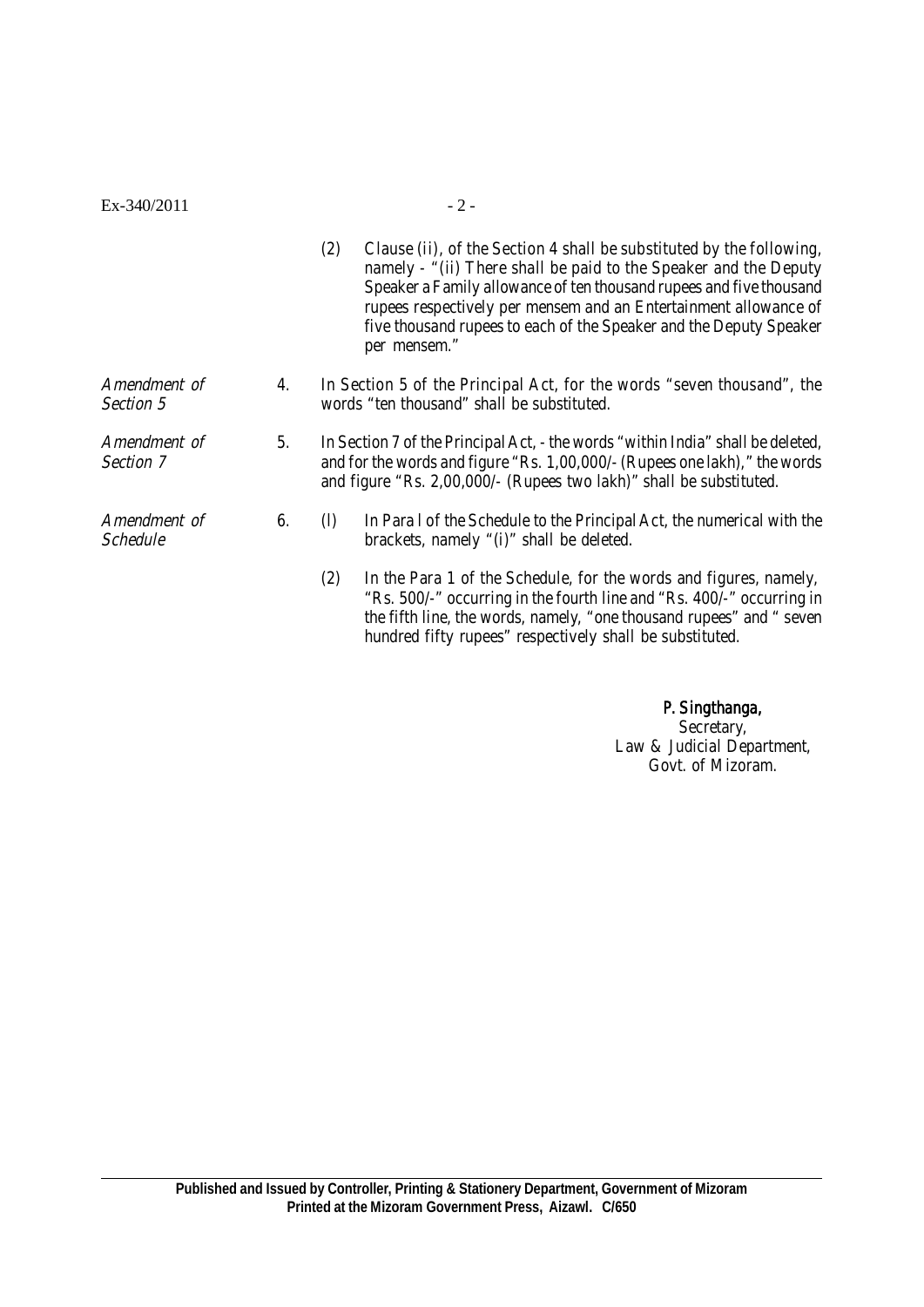(2) Clause (ii), of the Section 4 shall be substituted by the following, namely - "(ii) There shall be paid to the Speaker and the Deputy Speaker a Family allowance of ten thousand rupees and five thousand rupees respectively per mensem and an Entertainment allowance of five thousand rupees to each of the Speaker and the Deputy Speaker per mensem."

*Amendment of Section 5*

4. In Section 5 of the Principal Act, for the words "seven thousand", the words "ten thousand" shall be substituted.

*Amendment of Section 7*

5. In Section 7 of the Principal Act, - the words "within India" shall be deleted, and for the words and figure "Rs. 1,00,000/- (Rupees one lakh)," the words and figure "Rs. 2,00,000/- (Rupees two lakh)" shall be substituted.

*Amendment of Schedule*

6. (I) In Para I of the Schedule to the Principal Act, the numerical with the brackets, namely "(i)" shall be deleted.

(2) In the Para 1 of the Schedule, for the words and figures, namely, "Rs. 500/-" occurring in the fourth line and "Rs. 400/-" occurring in the fifth line, the words, namely, "one thousand rupees" and " seven hundred fifty rupees" respectively shall be substituted.

**P. Singthanga,**
Secretary,
Law & Judicial Department,
Govt. of Mizoram.

**Published and Issued by Controller, Printing & Stationery Department, Government of Mizoram**
**Printed at the Mizoram Government Press, Aizawl. C/650**